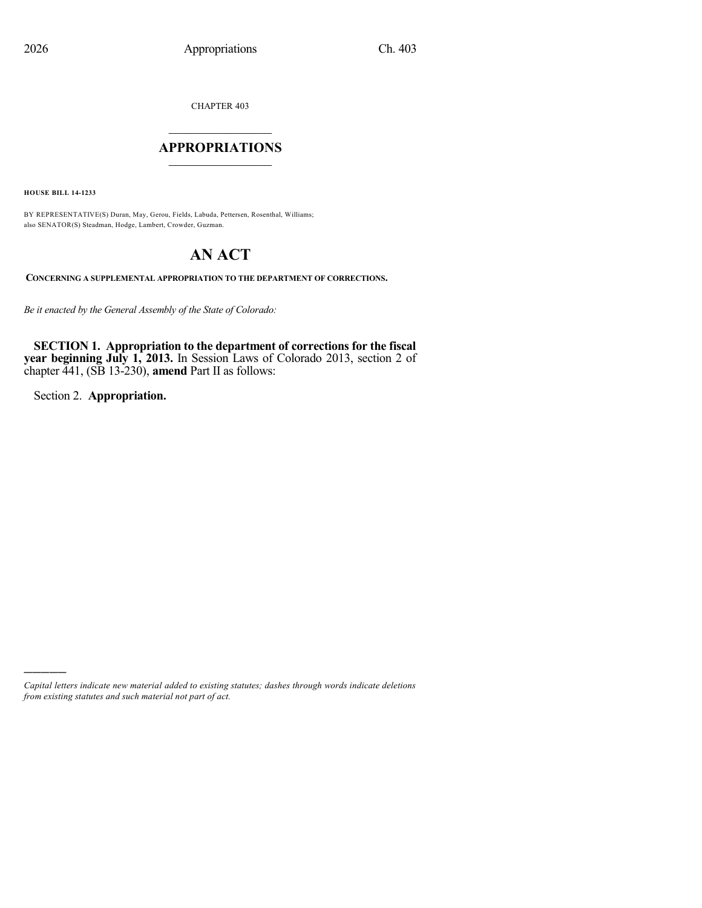CHAPTER 403

# APPROPRIATIONS

**HOUSE BILL 14-1233**

BY REPRESENTATIVE(S) Duran, May, Gerou, Fields, Labuda, Pettersen, Rosenthal, Williams; also SENATOR(S) Steadman, Hodge, Lambert, Crowder, Guzman.

# AN ACT

**CONCERNING A SUPPLEMENTAL APPROPRIATION TO THE DEPARTMENT OF CORRECTIONS.**

*Be it enacted by the General Assembly of the State of Colorado:*

**SECTION 1. Appropriation to the department of corrections for the fiscal year beginning July 1, 2013.** In Session Laws of Colorado 2013, section 2 of chapter 441, (SB 13-230), **amend** Part II as follows:

Section 2. **Appropriation.**

*Capital letters indicate new material added to existing statutes; dashes through words indicate deletions from existing statutes and such material not part of act.*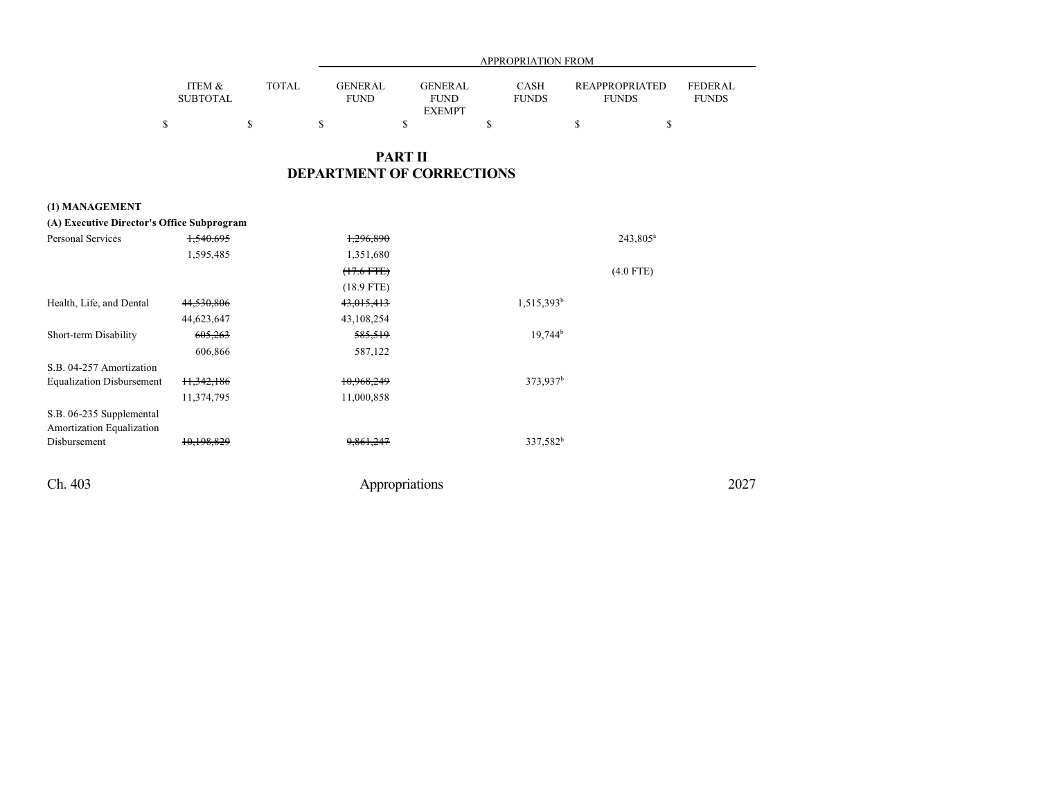# PART II
# DEPARTMENT OF CORRECTIONS

| | ITEM & SUBTOTAL | TOTAL | GENERAL FUND | GENERAL FUND EXEMPT | CASH FUNDS | REAPPROPRIATED FUNDS | FEDERAL FUNDS |
|---|---|---|---|---|---|---|---|
| | | | APPROPRIATION FROM | | | | |
| | $ | $ | $ | $ | $ | $ | $ |
| **(1) MANAGEMENT** | | | | | | | |
| **(A) Executive Director's Office Subprogram** | | | | | | | |
| Personal Services | ~~1,540,695~~ | | ~~1,296,890~~ | | | 243,805[a] | |
| | 1,595,485 | | 1,351,680 | | | | |
| | | | ~~(17.6 FTE)~~ | | | (4.0 FTE) | |
| | | | (18.9 FTE) | | | | |
| Health, Life, and Dental | ~~44,530,806~~ | | ~~43,015,413~~ | | 1,515,393[b] | | |
| | 44,623,647 | | 43,108,254 | | | | |
| Short-term Disability | ~~605,263~~ | | ~~585,519~~ | | 19,744[b] | | |
| | 606,866 | | 587,122 | | | | |
| S.B. 04-257 Amortization Equalization Disbursement | ~~11,342,186~~ | | ~~10,968,249~~ | | 373,937[b] | | |
| | 11,374,795 | | 11,000,858 | | | | |
| S.B. 06-235 Supplemental Amortization Equalization Disbursement | ~~10,198,829~~ | | ~~9,861,247~~ | | 337,582[b] | | |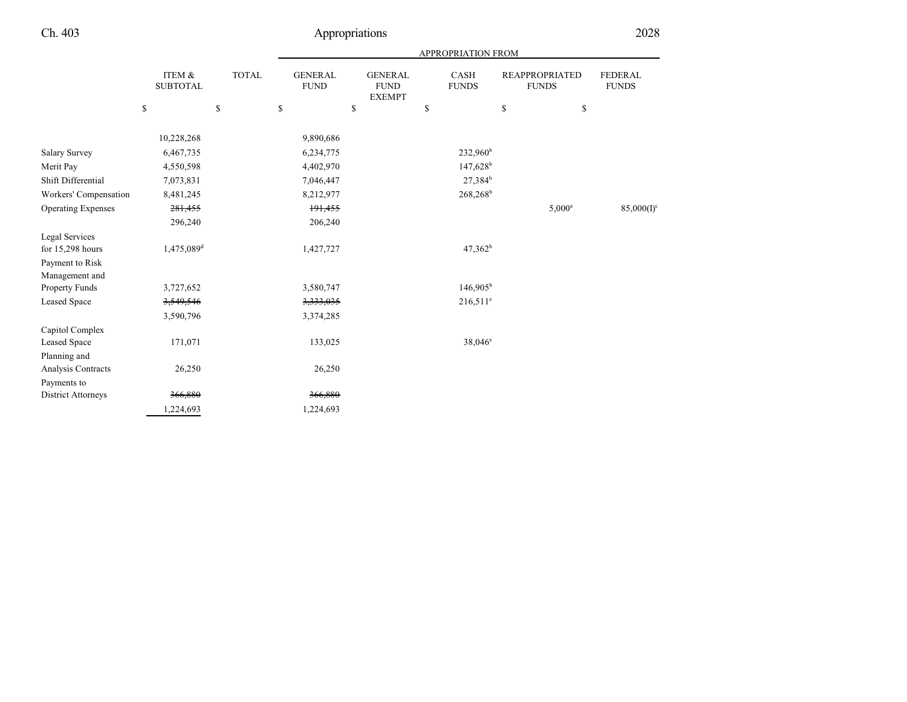| | ITEM & SUBTOTAL | TOTAL | GENERAL FUND | GENERAL FUND EXEMPT | CASH FUNDS | REAPPROPRIATED FUNDS | FEDERAL FUNDS |
|---|---|---|---|---|---|---|---|
| | $ | $ | $ | $ | $ | $ | $ |
| | 10,228,268 | | 9,890,686 | | | | |
| Salary Survey | 6,467,735 | | 6,234,775 | | 232,960[b] | | |
| Merit Pay | 4,550,598 | | 4,402,970 | | 147,628[b] | | |
| Shift Differential | 7,073,831 | | 7,046,447 | | 27,384[b] | | |
| Workers' Compensation | 8,481,245 | | 8,212,977 | | 268,268[b] | | |
| Operating Expenses | ~~281,455~~ | | ~~191,455~~ | | | 5,000[a] | 85,000(I)[c] |
| | 296,240 | | 206,240 | | | | |
| Legal Services for 15,298 hours | 1,475,089[d] | | 1,427,727 | | 47,362[b] | | |
| Payment to Risk Management and Property Funds | 3,727,652 | | 3,580,747 | | 146,905[b] | | |
| Leased Space | ~~3,549,546~~ | | ~~3,333,035~~ | | 216,511[e] | | |
| | 3,590,796 | | 3,374,285 | | | | |
| Capitol Complex Leased Space | 171,071 | | 133,025 | | 38,046[e] | | |
| Planning and Analysis Contracts | 26,250 | | 26,250 | | | | |
| Payments to District Attorneys | ~~366,880~~ | | ~~366,880~~ | | | | |
| | 1,224,693 | | 1,224,693 | | | | |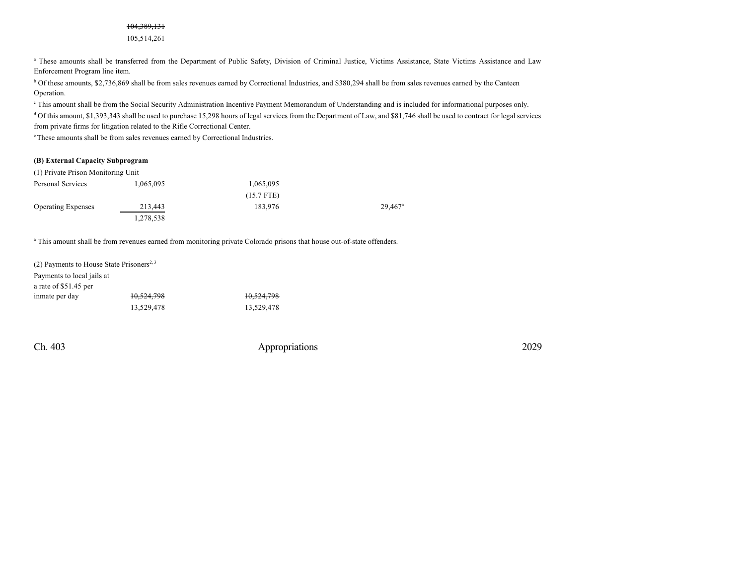~~104,389,131~~
105,514,261

[a] These amounts shall be transferred from the Department of Public Safety, Division of Criminal Justice, Victims Assistance, State Victims Assistance and Law Enforcement Program line item.

[b] Of these amounts, $2,736,869 shall be from sales revenues earned by Correctional Industries, and $380,294 shall be from sales revenues earned by the Canteen Operation.

[c] This amount shall be from the Social Security Administration Incentive Payment Memorandum of Understanding and is included for informational purposes only.

[d] Of this amount, $1,393,343 shall be used to purchase 15,298 hours of legal services from the Department of Law, and $81,746 shall be used to contract for legal services from private firms for litigation related to the Rifle Correctional Center.

[e] These amounts shall be from sales revenues earned by Correctional Industries.

**(B) External Capacity Subprogram**

(1) Private Prison Monitoring Unit

| | | | | |
|---|---|---|---|---|
| Personal Services | 1,065,095 | 1,065,095 | | |
| | | (15.7 FTE) | | |
| Operating Expenses | 213,443 | 183,976 | | 29,467[a] |
| | 1,278,538 | | | |

[a] This amount shall be from revenues earned from monitoring private Colorado prisons that house out-of-state offenders.

(2) Payments to House State Prisoners[2, 3]

| | | |
|---|---|---|
| Payments to local jails at a rate of $51.45 per inmate per day | ~~10,524,798~~ | ~~10,524,798~~ |
| | 13,529,478 | 13,529,478 |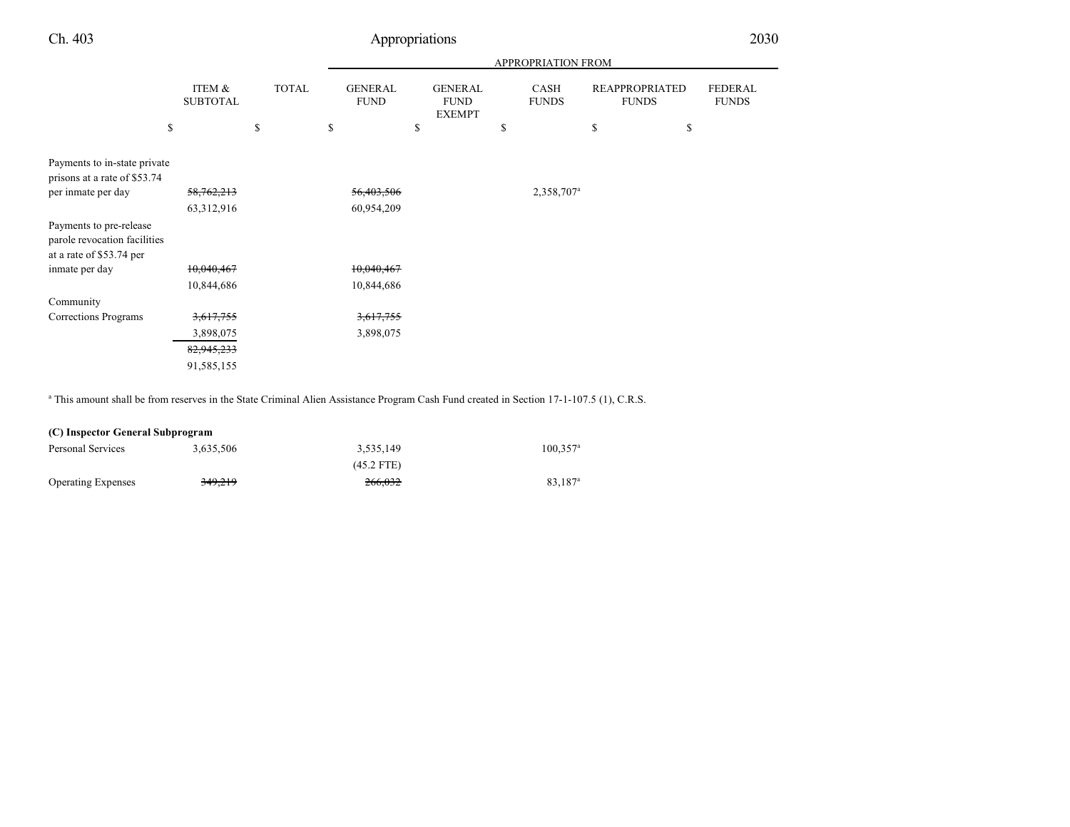| | ITEM & SUBTOTAL | TOTAL | APPROPRIATION FROM GENERAL FUND | GENERAL FUND EXEMPT | CASH FUNDS | REAPPROPRIATED FUNDS | FEDERAL FUNDS |
|---|---|---|---|---|---|---|---|
| | $ | $ | $ | $ | $ | $ | $ |
| Payments to in-state private prisons at a rate of $53.74 per inmate per day | ~~58,762,213~~ 63,312,916 | | ~~56,403,506~~ 60,954,209 | | 2,358,707[a] | | |
| Payments to pre-release parole revocation facilities at a rate of $53.74 per inmate per day | ~~10,040,467~~ 10,844,686 | | ~~10,040,467~~ 10,844,686 | | | | |
| Community Corrections Programs | ~~3,617,755~~ 3,898,075 | | ~~3,617,755~~ 3,898,075 | | | | |
| | ~~82,945,233~~ 91,585,155 | | | | | | |

[a] This amount shall be from reserves in the State Criminal Alien Assistance Program Cash Fund created in Section 17-1-107.5 (1), C.R.S.

**(C) Inspector General Subprogram**

| | ITEM & SUBTOTAL | TOTAL | GENERAL FUND | GENERAL FUND EXEMPT | CASH FUNDS | REAPPROPRIATED FUNDS | FEDERAL FUNDS |
|---|---|---|---|---|---|---|---|
| Personal Services | 3,635,506 | | 3,535,149 (45.2 FTE) | | 100,357[a] | | |
| Operating Expenses | ~~349,219~~ | | ~~266,032~~ | | 83,187[a] | | |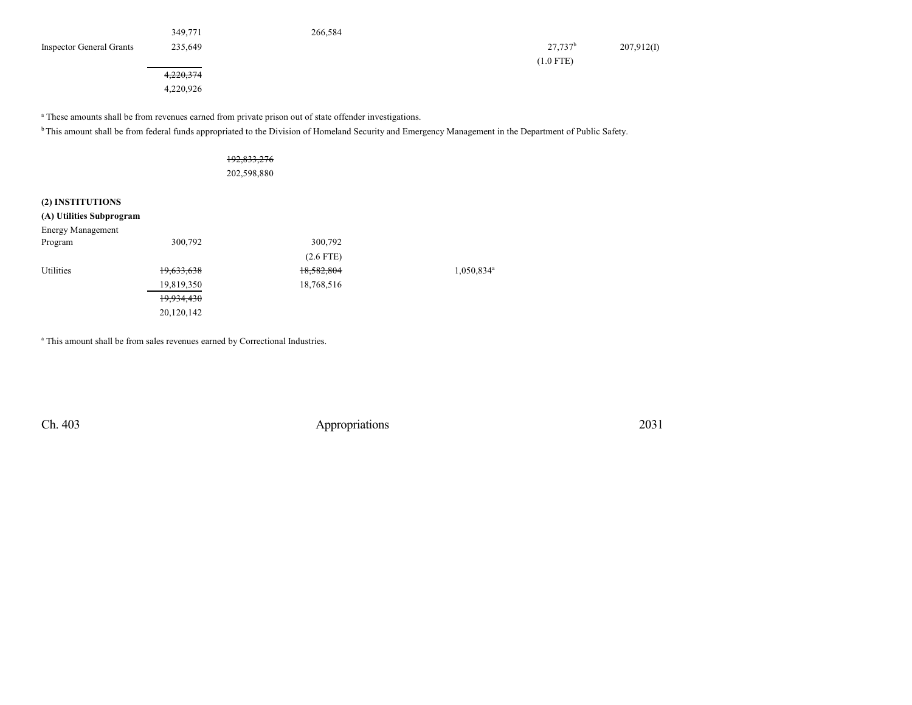| | | | | | |
|---|---|---|---|---|---|
| | 349,771 | 266,584 | | | |
| Inspector General Grants | 235,649 | | | 27,737[b] | 207,912(I) |
| | | | | (1.0 FTE) | |
| | ~~4,220,374~~ | | | | |
| | 4,220,926 | | | | |

[a] These amounts shall be from revenues earned from private prison out of state offender investigations.

[b] This amount shall be from federal funds appropriated to the Division of Homeland Security and Emergency Management in the Department of Public Safety.

~~192,833,276~~
202,598,880

**(2) INSTITUTIONS**

**(A) Utilities Subprogram**

| | | | |
|---|---|---|---|
| Energy Management Program | 300,792 | 300,792 | |
| | | (2.6 FTE) | |
| Utilities | ~~19,633,638~~ | ~~18,582,804~~ | 1,050,834[a] |
| | 19,819,350 | 18,768,516 | |
| | ~~19,934,430~~ | | |
| | 20,120,142 | | |

[a] This amount shall be from sales revenues earned by Correctional Industries.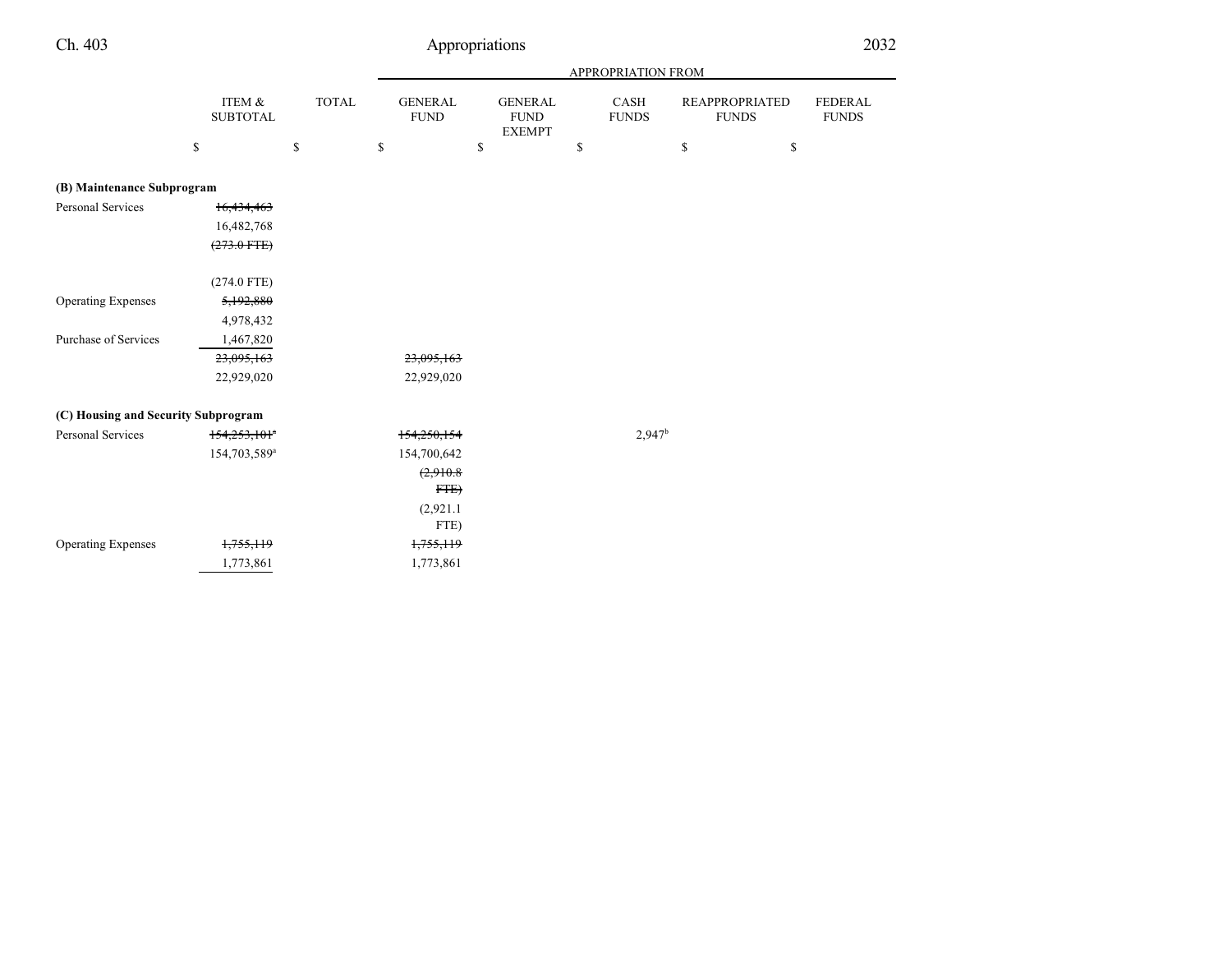| | ITEM & SUBTOTAL | TOTAL | GENERAL FUND | GENERAL FUND EXEMPT | CASH FUNDS | REAPPROPRIATED FUNDS | FEDERAL FUNDS |
|---|---|---|---|---|---|---|---|
| | $ | $ | $ | $ | $ | $ | $ |
| **(B) Maintenance Subprogram** | | | | | | | |
| Personal Services | ~~16,434,463~~ | | | | | | |
| | 16,482,768 | | | | | | |
| | ~~(273.0 FTE)~~ | | | | | | |
| | (274.0 FTE) | | | | | | |
| Operating Expenses | ~~5,192,880~~ | | | | | | |
| | 4,978,432 | | | | | | |
| Purchase of Services | 1,467,820 | | | | | | |
| | ~~23,095,163~~ | | ~~23,095,163~~ | | | | |
| | 22,929,020 | | 22,929,020 | | | | |
| **(C) Housing and Security Subprogram** | | | | | | | |
| Personal Services | ~~154,253,101~~[a] | | ~~154,250,154~~ | | 2,947[b] | | |
| | 154,703,589[a] | | 154,700,642 | | | | |
| | | | ~~(2,910.8 FTE)~~ | | | | |
| | | | (2,921.1 FTE) | | | | |
| Operating Expenses | ~~1,755,119~~ | | ~~1,755,119~~ | | | | |
| | 1,773,861 | | 1,773,861 | | | | |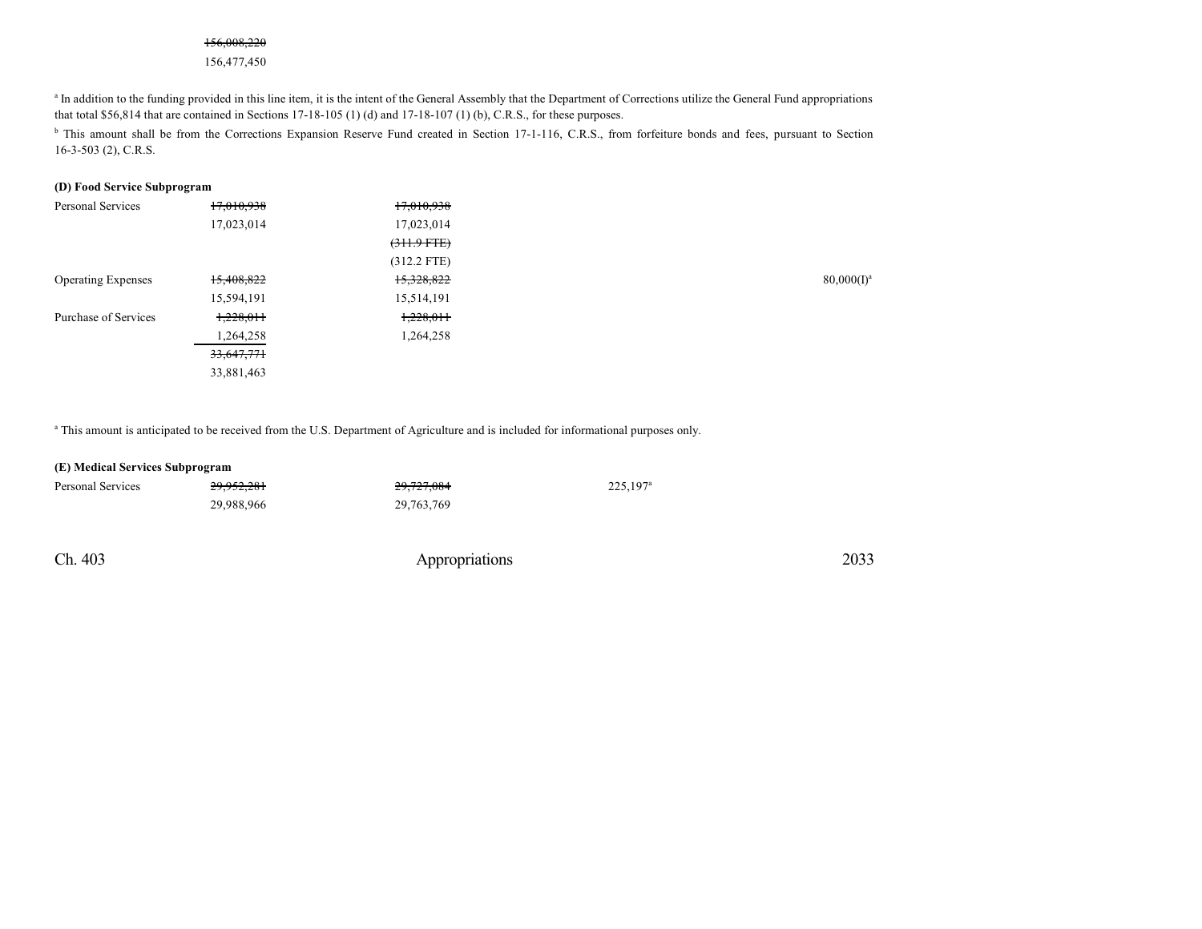~~156,008,220~~
156,477,450

[a] In addition to the funding provided in this line item, it is the intent of the General Assembly that the Department of Corrections utilize the General Fund appropriations that total $56,814 that are contained in Sections 17-18-105 (1) (d) and 17-18-107 (1) (b), C.R.S., for these purposes.

[b] This amount shall be from the Corrections Expansion Reserve Fund created in Section 17-1-116, C.R.S., from forfeiture bonds and fees, pursuant to Section 16-3-503 (2), C.R.S.

**(D) Food Service Subprogram**

| | | | | |
|---|---|---|---|---|
| Personal Services | ~~17,010,938~~ | ~~17,010,938~~ | | |
| | 17,023,014 | 17,023,014 | | |
| | | ~~(311.9 FTE)~~ | | |
| | | (312.2 FTE) | | |
| Operating Expenses | ~~15,408,822~~ | ~~15,328,822~~ | | 80,000(I)[a] |
| | 15,594,191 | 15,514,191 | | |
| Purchase of Services | ~~1,228,011~~ | ~~1,228,011~~ | | |
| | 1,264,258 | 1,264,258 | | |
| | ~~33,647,771~~ | | | |
| | 33,881,463 | | | |

[a] This amount is anticipated to be received from the U.S. Department of Agriculture and is included for informational purposes only.

**(E) Medical Services Subprogram**

| | | | | |
|---|---|---|---|---|
| Personal Services | ~~29,952,281~~ | ~~29,727,084~~ | 225,197[a] | |
| | 29,988,966 | 29,763,769 | | |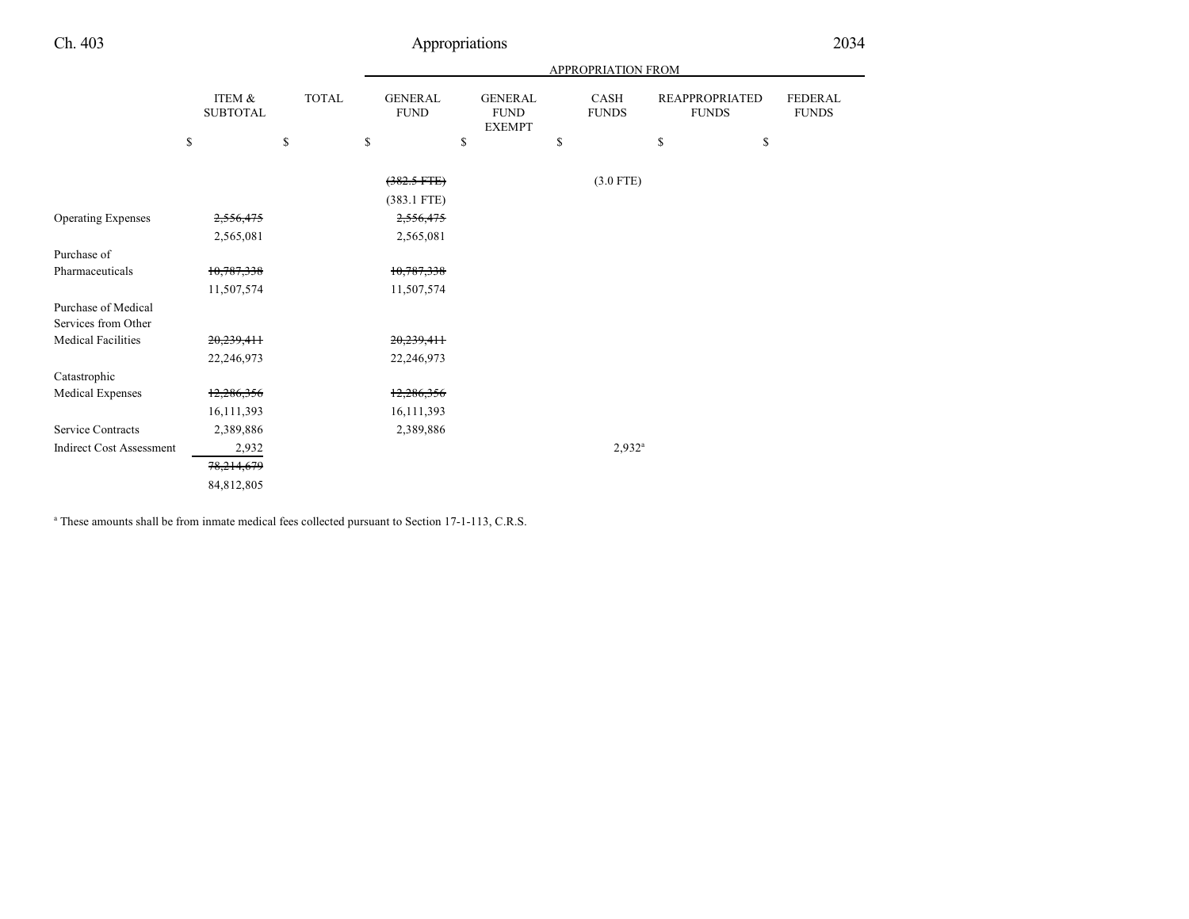| | ITEM & SUBTOTAL | TOTAL | GENERAL FUND | GENERAL FUND EXEMPT | CASH FUNDS | REAPPROPRIATED FUNDS | FEDERAL FUNDS |
|---|---|---|---|---|---|---|---|
| | $ | $ | $ | $ | $ | $ | $ |
| | | | ~~(382.5 FTE)~~ | | (3.0 FTE) | | |
| | | | (383.1 FTE) | | | | |
| Operating Expenses | ~~2,556,475~~ | | ~~2,556,475~~ | | | | |
| | 2,565,081 | | 2,565,081 | | | | |
| Purchase of Pharmaceuticals | ~~10,787,338~~ | | ~~10,787,338~~ | | | | |
| | 11,507,574 | | 11,507,574 | | | | |
| Purchase of Medical Services from Other Medical Facilities | ~~20,239,411~~ | | ~~20,239,411~~ | | | | |
| | 22,246,973 | | 22,246,973 | | | | |
| Catastrophic Medical Expenses | ~~12,286,356~~ | | ~~12,286,356~~ | | | | |
| | 16,111,393 | | 16,111,393 | | | | |
| Service Contracts | 2,389,886 | | 2,389,886 | | | | |
| Indirect Cost Assessment | 2,932 | | | | 2,932[a] | | |
| | ~~78,214,679~~ | | | | | | |
| | 84,812,805 | | | | | | |

[a] These amounts shall be from inmate medical fees collected pursuant to Section 17-1-113, C.R.S.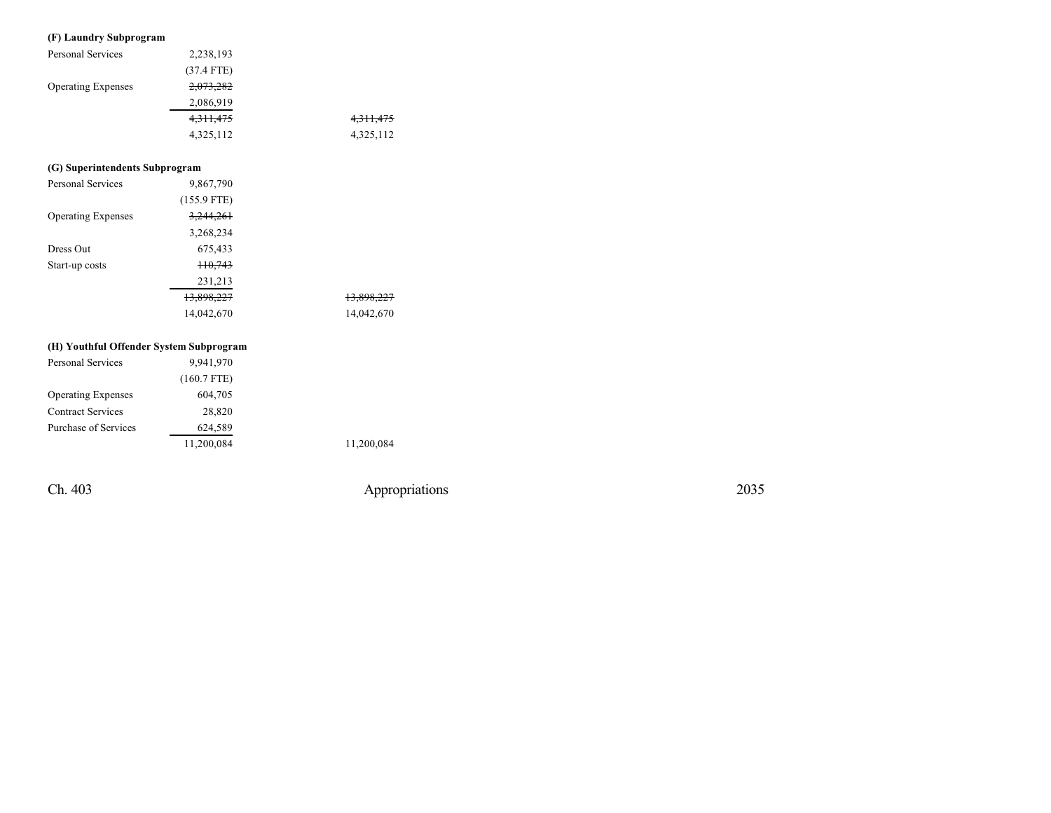**(F) Laundry Subprogram**

| | | |
|---|---|---|
| Personal Services | 2,238,193 | |
| | (37.4 FTE) | |
| Operating Expenses | ~~2,073,282~~ | |
| | 2,086,919 | |
| | ~~4,311,475~~ | ~~4,311,475~~ |
| | 4,325,112 | 4,325,112 |

**(G) Superintendents Subprogram**

| | | |
|---|---|---|
| Personal Services | 9,867,790 | |
| | (155.9 FTE) | |
| Operating Expenses | ~~3,244,261~~ | |
| | 3,268,234 | |
| Dress Out | 675,433 | |
| Start-up costs | ~~110,743~~ | |
| | 231,213 | |
| | ~~13,898,227~~ | ~~13,898,227~~ |
| | 14,042,670 | 14,042,670 |

**(H) Youthful Offender System Subprogram**

| | | |
|---|---|---|
| Personal Services | 9,941,970 | |
| | (160.7 FTE) | |
| Operating Expenses | 604,705 | |
| Contract Services | 28,820 | |
| Purchase of Services | 624,589 | |
| | 11,200,084 | 11,200,084 |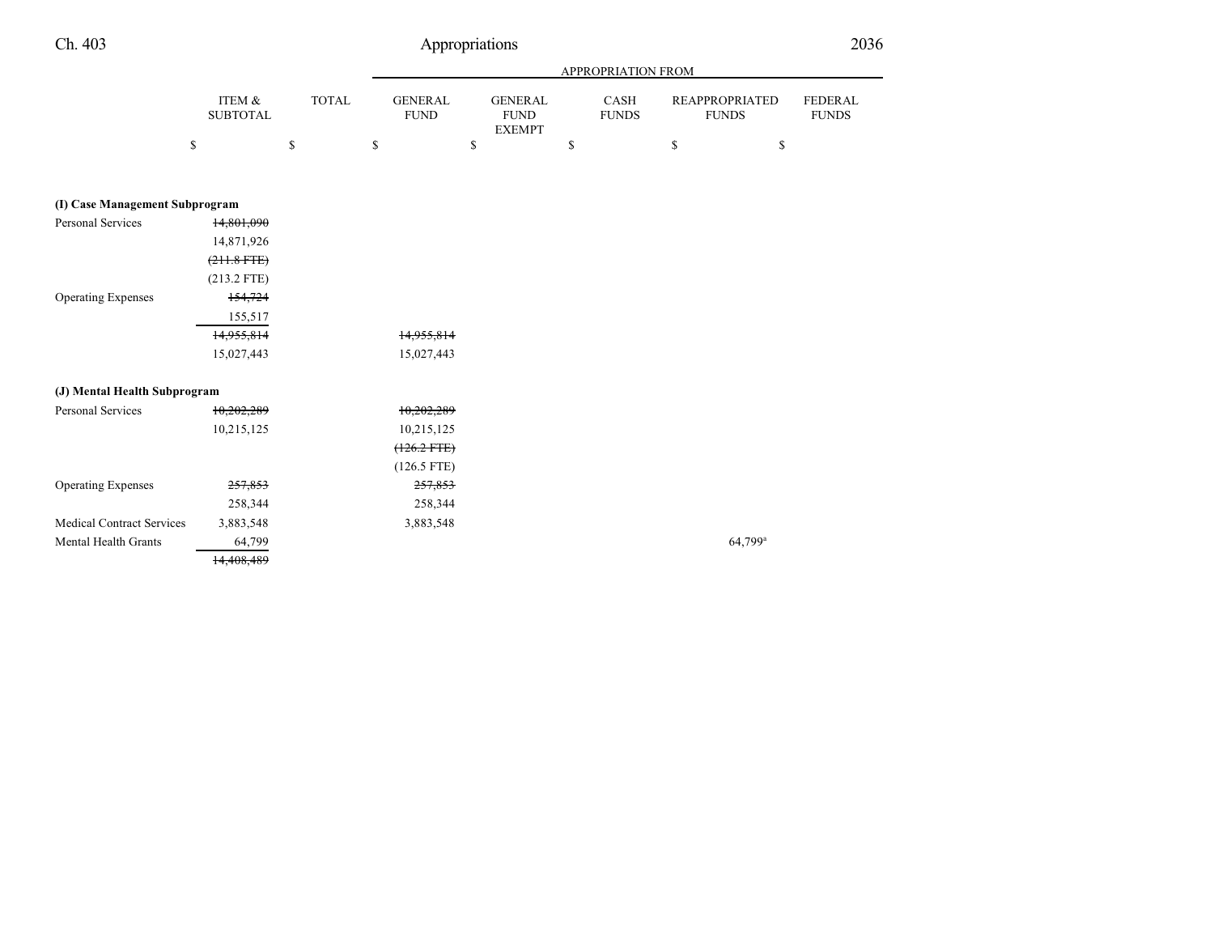| | ITEM & SUBTOTAL | TOTAL | GENERAL FUND | GENERAL FUND EXEMPT | CASH FUNDS | REAPPROPRIATED FUNDS | FEDERAL FUNDS |
|---|---|---|---|---|---|---|---|
| | | | APPROPRIATION FROM | | | | |
| | $ | $ | $ | $ | $ | $ | $ |
| **(I) Case Management Subprogram** | | | | | | | |
| Personal Services | ~~14,801,090~~ | | | | | | |
| | 14,871,926 | | | | | | |
| | ~~(211.8 FTE)~~ | | | | | | |
| | (213.2 FTE) | | | | | | |
| Operating Expenses | ~~154,724~~ | | | | | | |
| | 155,517 | | | | | | |
| | ~~14,955,814~~ | | ~~14,955,814~~ | | | | |
| | 15,027,443 | | 15,027,443 | | | | |
| **(J) Mental Health Subprogram** | | | | | | | |
| Personal Services | ~~10,202,289~~ | | ~~10,202,289~~ | | | | |
| | 10,215,125 | | 10,215,125 | | | | |
| | | | ~~(126.2 FTE)~~ | | | | |
| | | | (126.5 FTE) | | | | |
| Operating Expenses | ~~257,853~~ | | ~~257,853~~ | | | | |
| | 258,344 | | 258,344 | | | | |
| Medical Contract Services | 3,883,548 | | 3,883,548 | | | | |
| Mental Health Grants | 64,799 | | | | | 64,799[a] | |
| | ~~14,408,489~~ | | | | | | |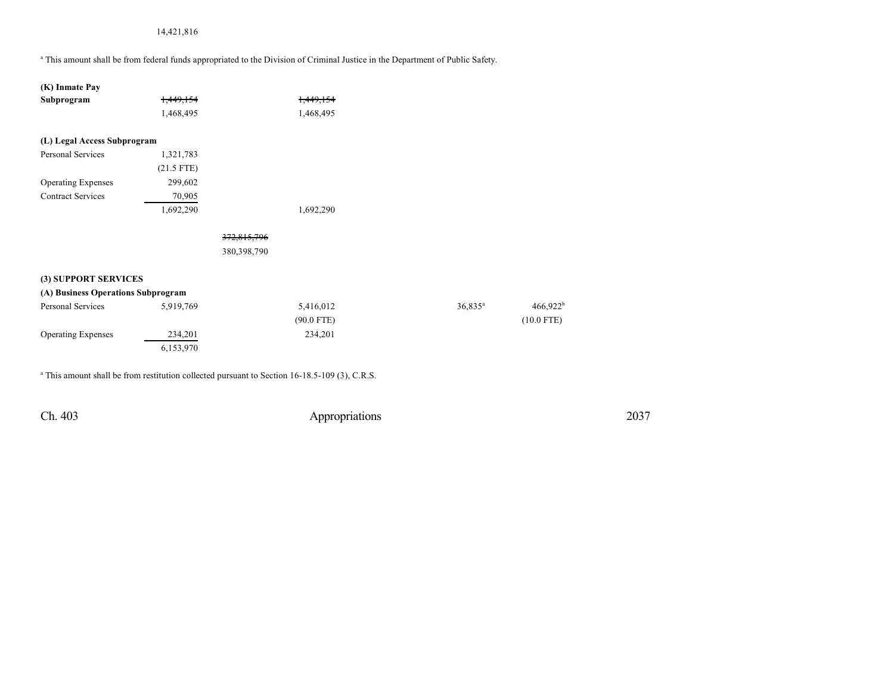14,421,816

[a] This amount shall be from federal funds appropriated to the Division of Criminal Justice in the Department of Public Safety.

| | | | | | | |
|---|---|---|---|---|---|---|
| **(K) Inmate Pay Subprogram** | ~~1,449,154~~ 1,468,495 | | ~~1,449,154~~ 1,468,495 | | | |
| **(L) Legal Access Subprogram** | | | | | | |
| Personal Services | 1,321,783 (21.5 FTE) | | | | | |
| Operating Expenses | 299,602 | | | | | |
| Contract Services | 70,905 | | | | | |
| | 1,692,290 | | 1,692,290 | | | |
| | | ~~372,815,796~~ 380,398,790 | | | | |
| **(3) SUPPORT SERVICES** | | | | | | |
| **(A) Business Operations Subprogram** | | | | | | |
| Personal Services | 5,919,769 | | 5,416,012 (90.0 FTE) | | 36,835[a] | 466,922[b] (10.0 FTE) |
| Operating Expenses | 234,201 | | 234,201 | | | |
| | 6,153,970 | | | | | |

[a] This amount shall be from restitution collected pursuant to Section 16-18.5-109 (3), C.R.S.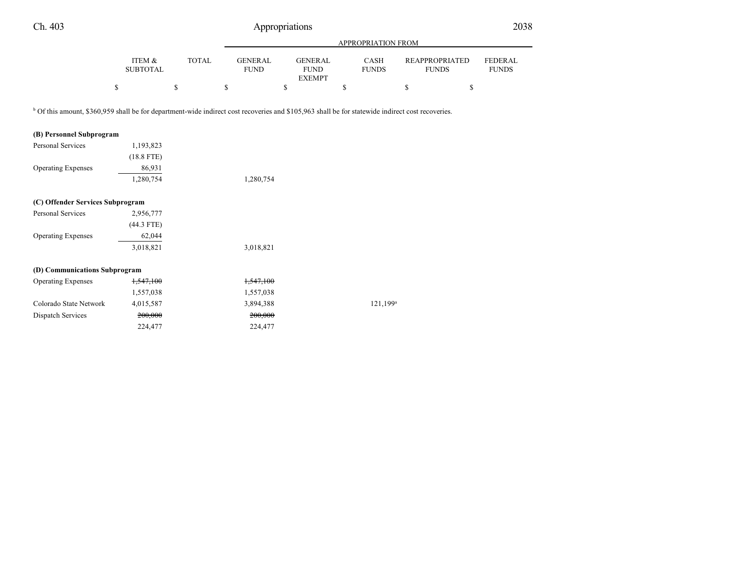| | ITEM & SUBTOTAL | TOTAL | GENERAL FUND | GENERAL FUND EXEMPT | CASH FUNDS | REAPPROPRIATED FUNDS | FEDERAL FUNDS |
|---|---|---|---|---|---|---|---|
| | | | APPROPRIATION FROM | | | | |
| | $ | $ | $ | $ | $ | $ | $ |

[b] Of this amount, $360,959 shall be for department-wide indirect cost recoveries and $105,963 shall be for statewide indirect cost recoveries.

| | ITEM & SUBTOTAL | TOTAL | GENERAL FUND | GENERAL FUND EXEMPT | CASH FUNDS | REAPPROPRIATED FUNDS | FEDERAL FUNDS |
|---|---|---|---|---|---|---|---|
| **(B) Personnel Subprogram** | | | | | | | |
| Personal Services | 1,193,823 | | | | | | |
| | (18.8 FTE) | | | | | | |
| Operating Expenses | 86,931 | | | | | | |
| | 1,280,754 | | 1,280,754 | | | | |
| **(C) Offender Services Subprogram** | | | | | | | |
| Personal Services | 2,956,777 | | | | | | |
| | (44.3 FTE) | | | | | | |
| Operating Expenses | 62,044 | | | | | | |
| | 3,018,821 | | 3,018,821 | | | | |
| **(D) Communications Subprogram** | | | | | | | |
| Operating Expenses | ~~1,547,100~~ | | ~~1,547,100~~ | | | | |
| | 1,557,038 | | 1,557,038 | | | | |
| Colorado State Network | 4,015,587 | | 3,894,388 | | 121,199[a] | | |
| Dispatch Services | ~~200,000~~ | | ~~200,000~~ | | | | |
| | 224,477 | | 224,477 | | | | |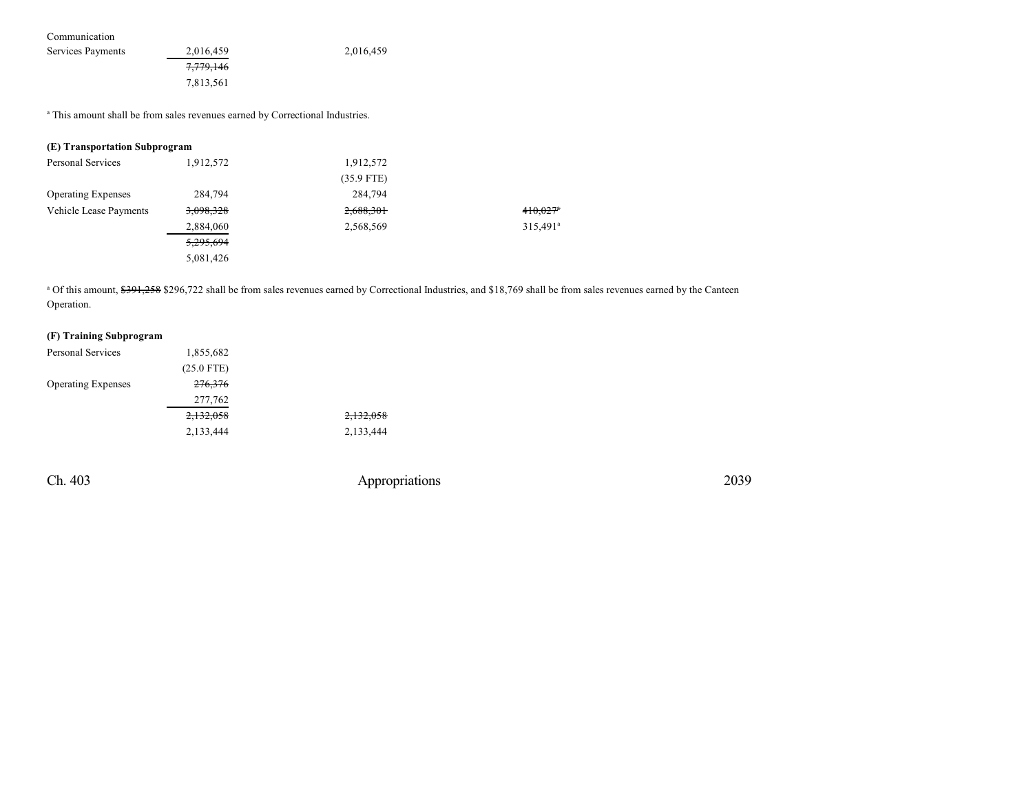| | | | | |
|---|---|---|---|---|
| Communication Services Payments | 2,016,459 | 2,016,459 | | |
| | ~~7,779,146~~ | | | |
| | 7,813,561 | | | |

[a] This amount shall be from sales revenues earned by Correctional Industries.

**(E) Transportation Subprogram**

| | | | | |
|---|---|---|---|---|
| Personal Services | 1,912,572 | 1,912,572 | | |
| | | (35.9 FTE) | | |
| Operating Expenses | 284,794 | 284,794 | | |
| Vehicle Lease Payments | ~~3,098,328~~ | ~~2,688,301~~ | | ~~410,027~~[a] |
| | 2,884,060 | 2,568,569 | | 315,491[a] |
| | ~~5,295,694~~ | | | |
| | 5,081,426 | | | |

[a] Of this amount, ~~$391,258~~ $296,722 shall be from sales revenues earned by Correctional Industries, and $18,769 shall be from sales revenues earned by the Canteen Operation.

**(F) Training Subprogram**

| | | | | |
|---|---|---|---|---|
| Personal Services | 1,855,682 | | | |
| | (25.0 FTE) | | | |
| Operating Expenses | ~~276,376~~ | | | |
| | 277,762 | | | |
| | ~~2,132,058~~ | ~~2,132,058~~ | | |
| | 2,133,444 | 2,133,444 | | |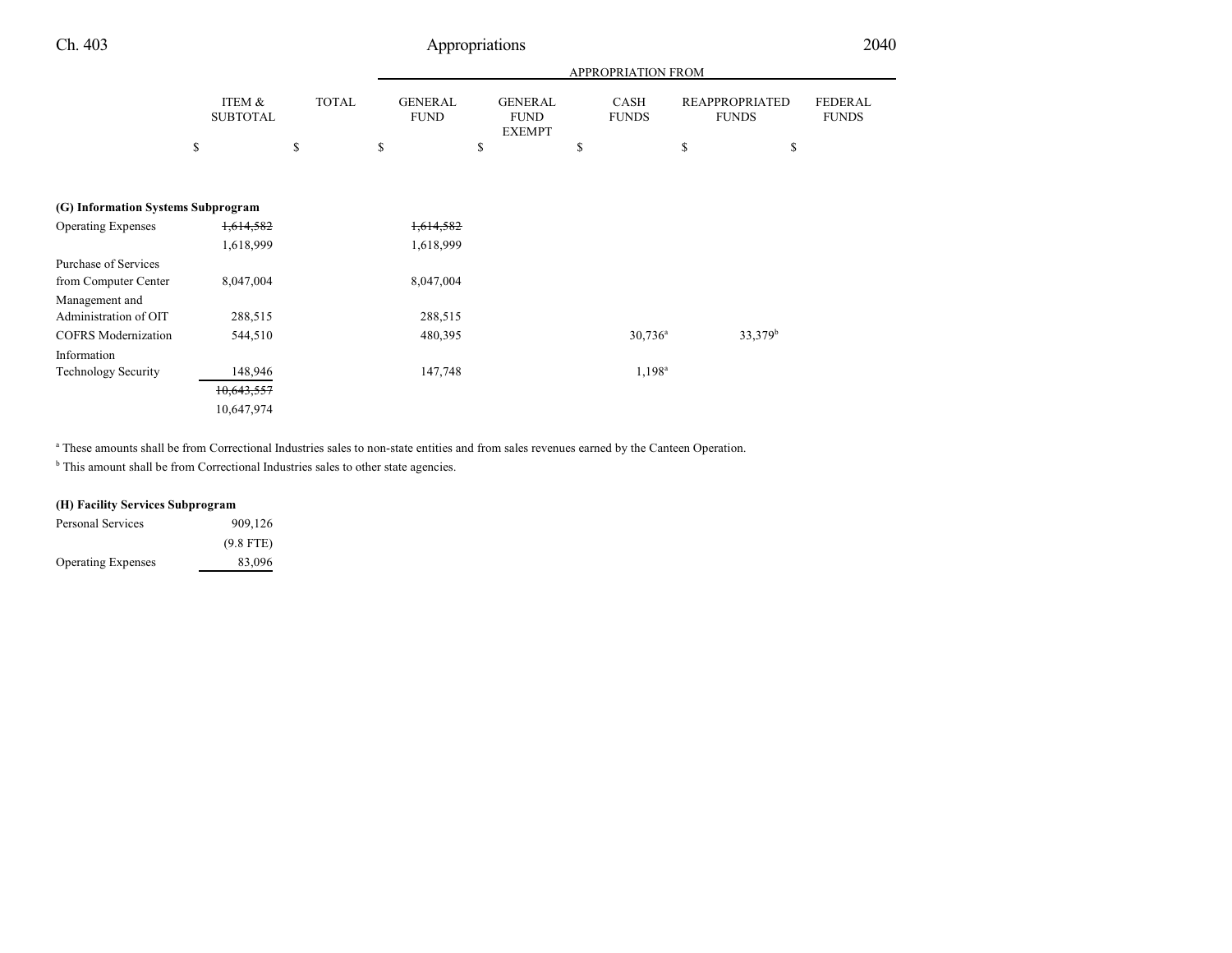| | ITEM & SUBTOTAL | TOTAL | APPROPRIATION FROM GENERAL FUND | GENERAL FUND EXEMPT | CASH FUNDS | REAPPROPRIATED FUNDS | FEDERAL FUNDS |
|---|---|---|---|---|---|---|---|
| | $ | $ | $ | $ | $ | $ | $ |
| **(G) Information Systems Subprogram** | | | | | | | |
| Operating Expenses | ~~1,614,582~~ | | ~~1,614,582~~ | | | | |
| | 1,618,999 | | 1,618,999 | | | | |
| Purchase of Services from Computer Center | 8,047,004 | | 8,047,004 | | | | |
| Management and Administration of OIT | 288,515 | | 288,515 | | | | |
| COFRS Modernization | 544,510 | | 480,395 | | 30,736[a] | 33,379[b] | |
| Information Technology Security | 148,946 | | 147,748 | | 1,198[a] | | |
| | ~~10,643,557~~ | | | | | | |
| | 10,647,974 | | | | | | |

[a] These amounts shall be from Correctional Industries sales to non-state entities and from sales revenues earned by the Canteen Operation.

[b] This amount shall be from Correctional Industries sales to other state agencies.

| | ITEM & SUBTOTAL | TOTAL | GENERAL FUND | GENERAL FUND EXEMPT | CASH FUNDS | REAPPROPRIATED FUNDS | FEDERAL FUNDS |
|---|---|---|---|---|---|---|---|
| **(H) Facility Services Subprogram** | | | | | | | |
| Personal Services | 909,126 | | | | | | |
| | (9.8 FTE) | | | | | | |
| Operating Expenses | 83,096 | | | | | | |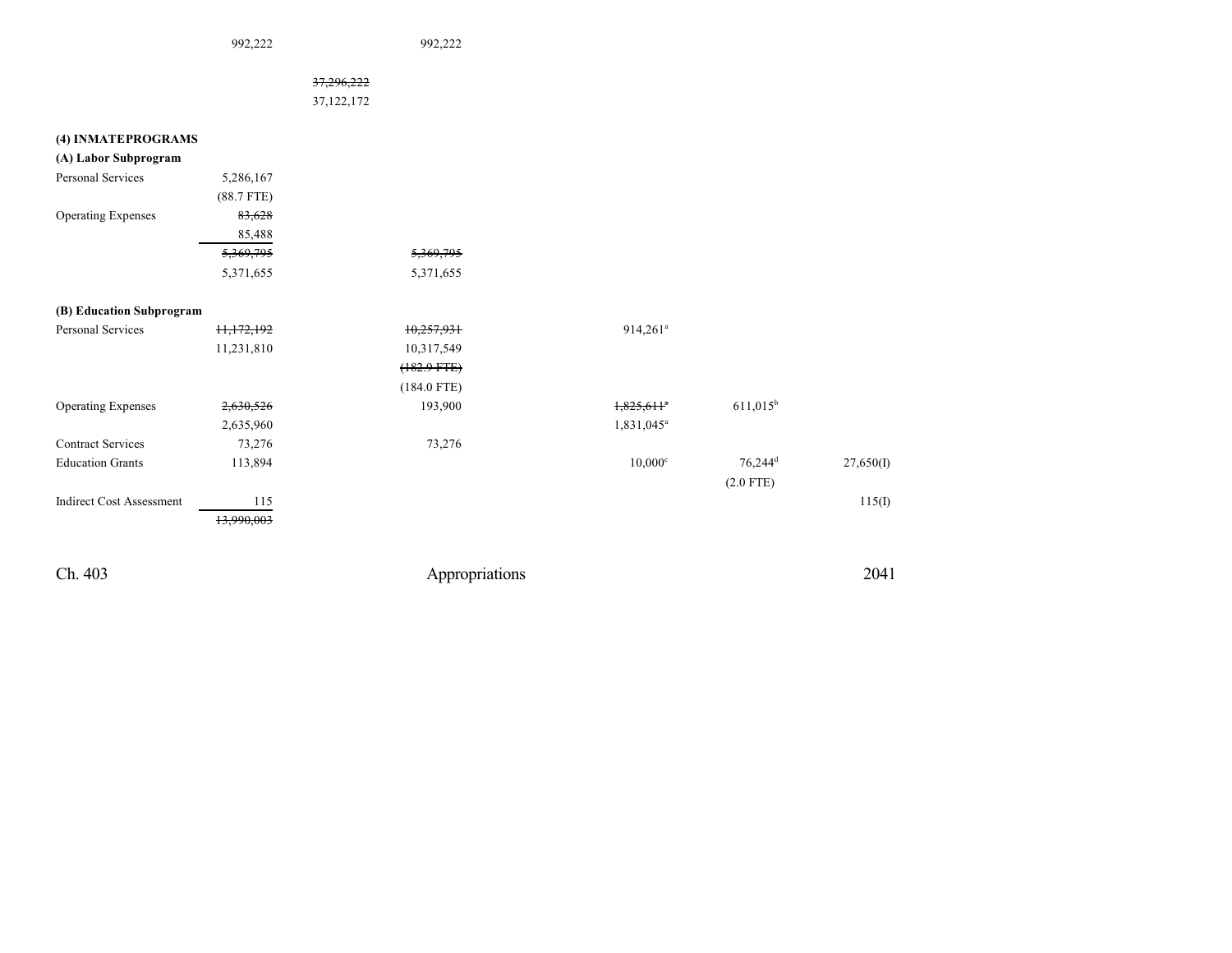| | | | | | | |
|---|---|---|---|---|---|---|
| | 992,222 | | 992,222 | | | |
| | | ~~37,296,222~~ | | | | |
| | | 37,122,172 | | | | |

**(4) INMATEPROGRAMS**

**(A) Labor Subprogram**

| | | | | | | |
|---|---|---|---|---|---|---|
| Personal Services | 5,286,167 | | | | | |
| | (88.7 FTE) | | | | | |
| Operating Expenses | ~~83,628~~ | | | | | |
| | 85,488 | | | | | |
| | ~~5,369,795~~ | | ~~5,369,795~~ | | | |
| | 5,371,655 | | 5,371,655 | | | |

**(B) Education Subprogram**

| | | | | | | |
|---|---|---|---|---|---|---|
| Personal Services | ~~11,172,192~~ | | ~~10,257,931~~ | 914,261[a] | | |
| | 11,231,810 | | 10,317,549 | | | |
| | | | ~~(182.9 FTE)~~ | | | |
| | | | (184.0 FTE) | | | |
| Operating Expenses | ~~2,630,526~~ | | 193,900 | ~~1,825,611~~[a] | 611,015[b] | |
| | 2,635,960 | | | 1,831,045[a] | | |
| Contract Services | 73,276 | | 73,276 | | | |
| Education Grants | 113,894 | | | 10,000[c] | 76,244[d] | 27,650(I) |
| | | | | | (2.0 FTE) | |
| Indirect Cost Assessment | 115 | | | | | 115(I) |
| | ~~13,990,003~~ | | | | | |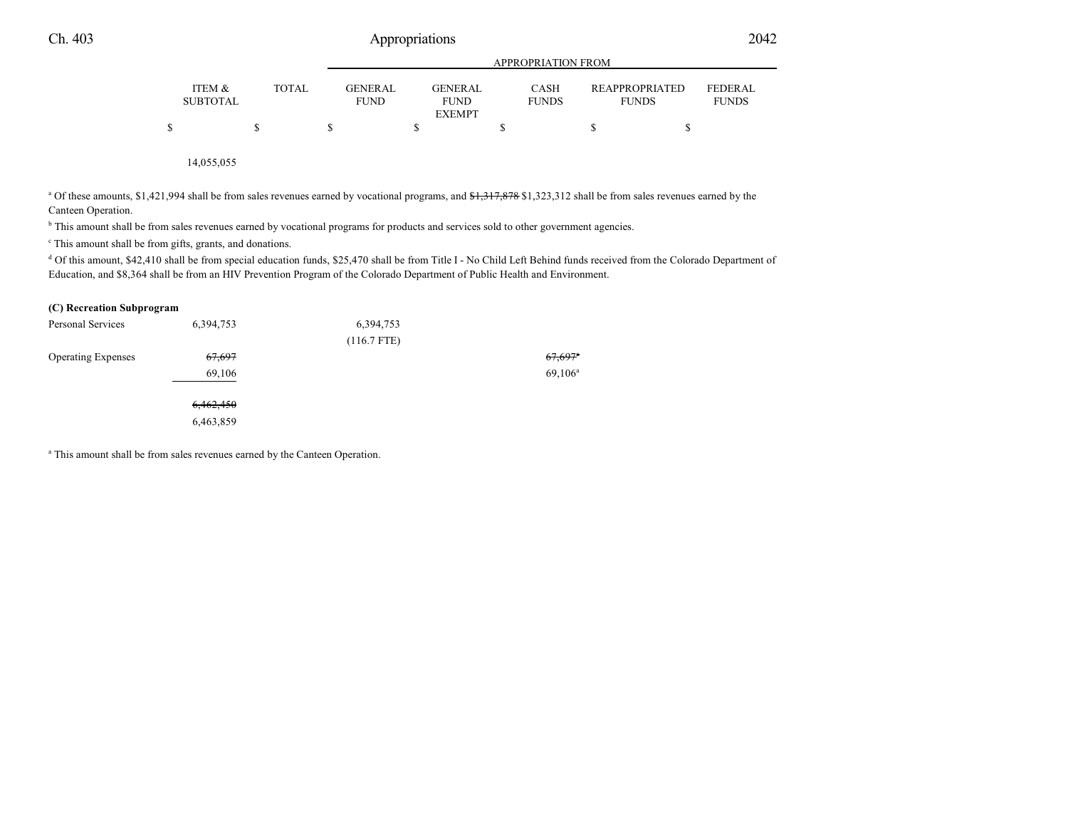| | ITEM & SUBTOTAL | TOTAL | GENERAL FUND | GENERAL FUND EXEMPT | CASH FUNDS | REAPPROPRIATED FUNDS | FEDERAL FUNDS |
|---|---|---|---|---|---|---|---|
| | $ | $ | $ | $ | $ | $ | $ |
| | 14,055,055 | | | | | | |

[a] Of these amounts, $1,421,994 shall be from sales revenues earned by vocational programs, and ~~$1,317,878~~ $1,323,312 shall be from sales revenues earned by the Canteen Operation.

[b] This amount shall be from sales revenues earned by vocational programs for products and services sold to other government agencies.

[c] This amount shall be from gifts, grants, and donations.

[d] Of this amount, $42,410 shall be from special education funds, $25,470 shall be from Title I - No Child Left Behind funds received from the Colorado Department of Education, and $8,364 shall be from an HIV Prevention Program of the Colorado Department of Public Health and Environment.

**(C) Recreation Subprogram**

| | ITEM & SUBTOTAL | TOTAL | GENERAL FUND | GENERAL FUND EXEMPT | CASH FUNDS | REAPPROPRIATED FUNDS | FEDERAL FUNDS |
|---|---|---|---|---|---|---|---|
| Personal Services | 6,394,753 | | 6,394,753 | | | | |
| | | | (116.7 FTE) | | | | |
| Operating Expenses | ~~67,697~~ | | | | ~~67,697~~[a] | | |
| | 69,106 | | | | 69,106[a] | | |
| | ~~6,462,450~~ | | | | | | |
| | 6,463,859 | | | | | | |

[a] This amount shall be from sales revenues earned by the Canteen Operation.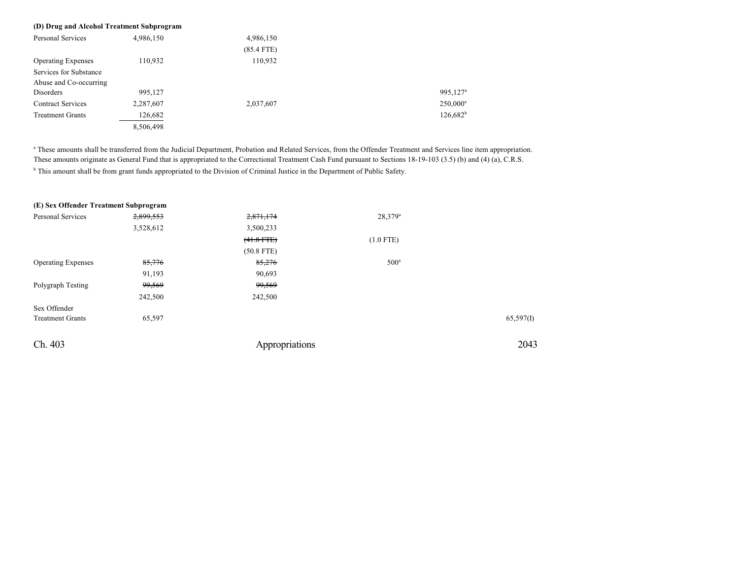**(D) Drug and Alcohol Treatment Subprogram**

| | | | | | |
|---|---|---|---|---|---|
| Personal Services | 4,986,150 | 4,986,150 | | | |
| | | (85.4 FTE) | | | |
| Operating Expenses | 110,932 | 110,932 | | | |
| Services for Substance Abuse and Co-occurring Disorders | 995,127 | | | 995,127[a] | |
| Contract Services | 2,287,607 | 2,037,607 | | 250,000[a] | |
| Treatment Grants | 126,682 | | | 126,682[b] | |
| | 8,506,498 | | | | |

[a] These amounts shall be transferred from the Judicial Department, Probation and Related Services, from the Offender Treatment and Services line item appropriation. These amounts originate as General Fund that is appropriated to the Correctional Treatment Cash Fund pursuant to Sections 18-19-103 (3.5) (b) and (4) (a), C.R.S.

[b] This amount shall be from grant funds appropriated to the Division of Criminal Justice in the Department of Public Safety.

**(E) Sex Offender Treatment Subprogram**

| | | | | | |
|---|---|---|---|---|---|
| Personal Services | ~~2,899,553~~ | ~~2,871,174~~ | 28,379[a] | | |
| | 3,528,612 | 3,500,233 | | | |
| | | ~~(41.8 FTE)~~ | (1.0 FTE) | | |
| | | (50.8 FTE) | | | |
| Operating Expenses | ~~85,776~~ | ~~85,276~~ | 500[a] | | |
| | 91,193 | 90,693 | | | |
| Polygraph Testing | ~~99,569~~ | ~~99,569~~ | | | |
| | 242,500 | 242,500 | | | |
| Sex Offender Treatment Grants | 65,597 | | | | 65,597(I) |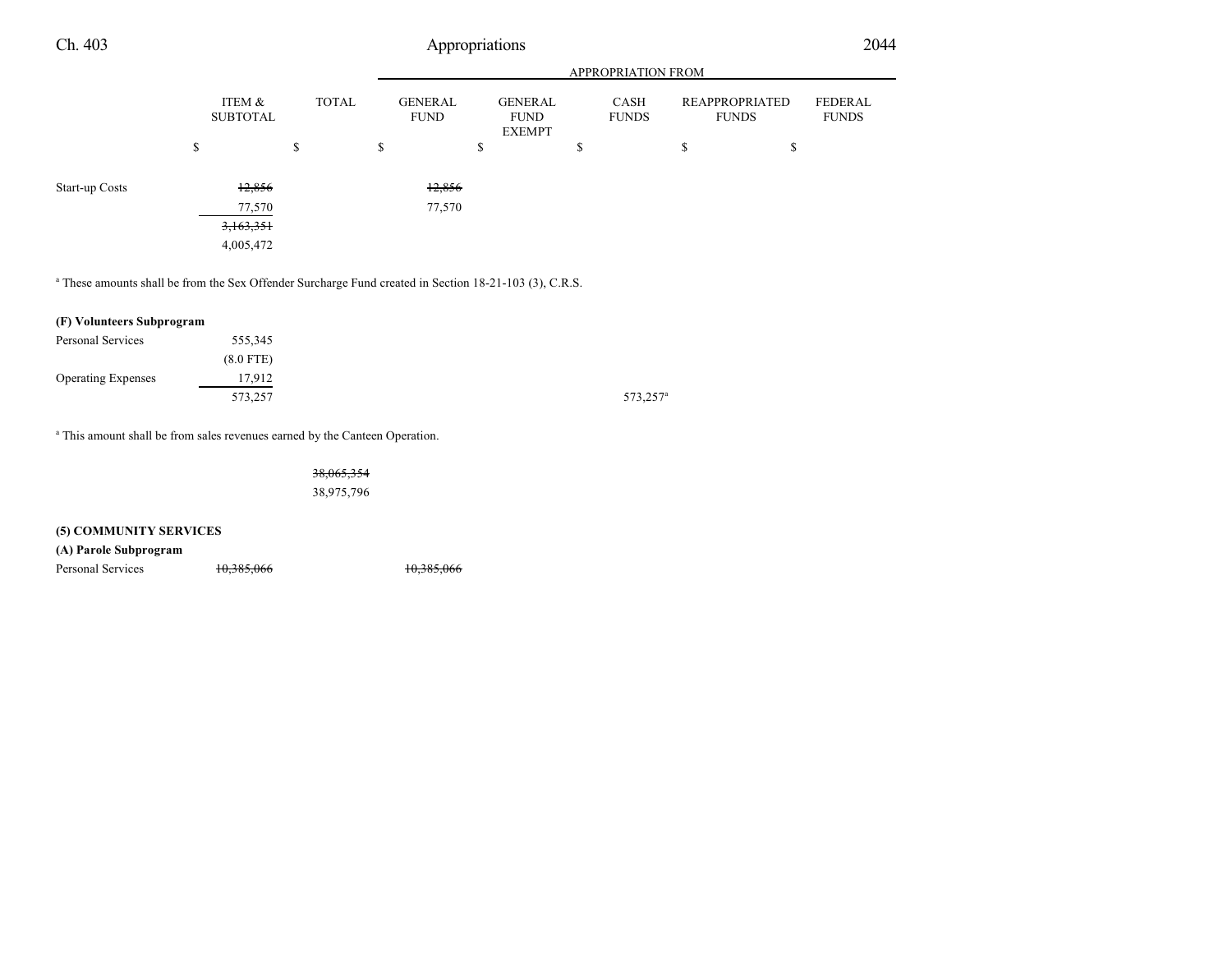| | ITEM & SUBTOTAL | TOTAL | APPROPRIATION FROM GENERAL FUND | GENERAL FUND EXEMPT | CASH FUNDS | REAPPROPRIATED FUNDS | FEDERAL FUNDS |
|---|---|---|---|---|---|---|---|
| | $ | $ | $ | $ | $ | $ | $ |
| Start-up Costs | ~~12,856~~ | | ~~12,856~~ | | | | |
| | 77,570 | | 77,570 | | | | |
| | ~~3,163,351~~ | | | | | | |
| | 4,005,472 | | | | | | |

[a] These amounts shall be from the Sex Offender Surcharge Fund created in Section 18-21-103 (3), C.R.S.

| | ITEM & SUBTOTAL | TOTAL | GENERAL FUND | GENERAL FUND EXEMPT | CASH FUNDS | REAPPROPRIATED FUNDS | FEDERAL FUNDS |
|---|---|---|---|---|---|---|---|
| **(F) Volunteers Subprogram** | | | | | | | |
| Personal Services | 555,345 | | | | | | |
| | (8.0 FTE) | | | | | | |
| Operating Expenses | 17,912 | | | | | | |
| | 573,257 | | | | 573,257[a] | | |

[a] This amount shall be from sales revenues earned by the Canteen Operation.

| | ITEM & SUBTOTAL | TOTAL | GENERAL FUND | GENERAL FUND EXEMPT | CASH FUNDS | REAPPROPRIATED FUNDS | FEDERAL FUNDS |
|---|---|---|---|---|---|---|---|
| | | ~~38,065,354~~ | | | | | |
| | | 38,975,796 | | | | | |
| **(5) COMMUNITY SERVICES** | | | | | | | |
| **(A) Parole Subprogram** | | | | | | | |
| Personal Services | ~~10,385,066~~ | | ~~10,385,066~~ | | | | |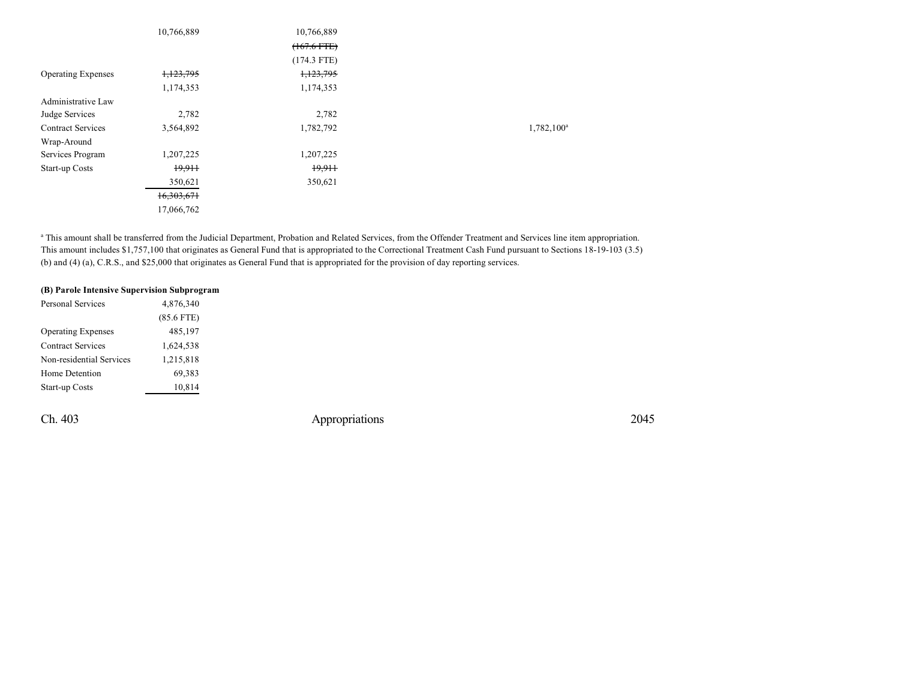| | | | | |
|---|---|---|---|---|
| | 10,766,889 | 10,766,889 | | |
| | | ~~(167.6 FTE)~~ | | |
| | | (174.3 FTE) | | |
| Operating Expenses | ~~1,123,795~~ | ~~1,123,795~~ | | |
| | 1,174,353 | 1,174,353 | | |
| Administrative Law Judge Services | 2,782 | 2,782 | | |
| Contract Services | 3,564,892 | 1,782,792 | | 1,782,100[a] |
| Wrap-Around Services Program | 1,207,225 | 1,207,225 | | |
| Start-up Costs | ~~19,911~~ | ~~19,911~~ | | |
| | 350,621 | 350,621 | | |
| | ~~16,303,671~~ | | | |
| | 17,066,762 | | | |

[a] This amount shall be transferred from the Judicial Department, Probation and Related Services, from the Offender Treatment and Services line item appropriation. This amount includes $1,757,100 that originates as General Fund that is appropriated to the Correctional Treatment Cash Fund pursuant to Sections 18-19-103 (3.5) (b) and (4) (a), C.R.S., and $25,000 that originates as General Fund that is appropriated for the provision of day reporting services.

**(B) Parole Intensive Supervision Subprogram**

| | |
|---|---|
| Personal Services | 4,876,340 |
| | (85.6 FTE) |
| Operating Expenses | 485,197 |
| Contract Services | 1,624,538 |
| Non-residential Services | 1,215,818 |
| Home Detention | 69,383 |
| Start-up Costs | 10,814 |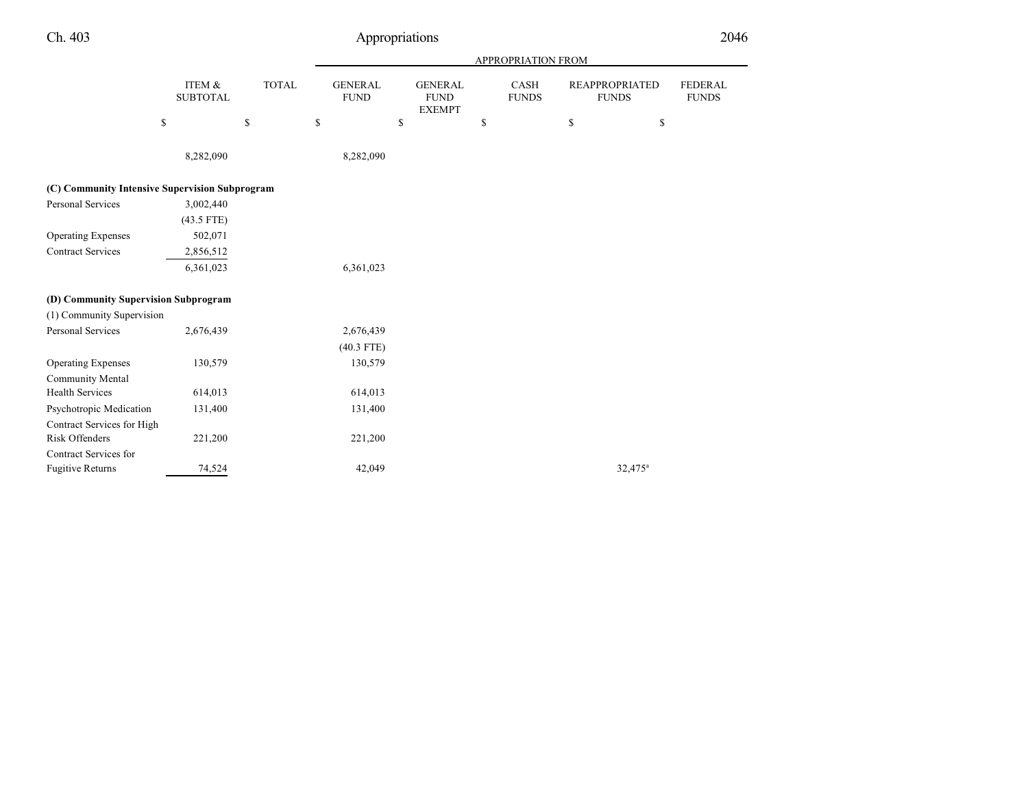| | ITEM & SUBTOTAL | TOTAL | APPROPRIATION FROM | | | | |
|---|---|---|---|---|---|---|---|
| | | | GENERAL FUND | GENERAL FUND EXEMPT | CASH FUNDS | REAPPROPRIATED FUNDS | FEDERAL FUNDS |
| | $ | $ | $ | $ | $ | $ | $ |
| | 8,282,090 | | 8,282,090 | | | | |
| **(C) Community Intensive Supervision Subprogram** | | | | | | | |
| Personal Services | 3,002,440 | | | | | | |
| | (43.5 FTE) | | | | | | |
| Operating Expenses | 502,071 | | | | | | |
| Contract Services | 2,856,512 | | | | | | |
| | 6,361,023 | | 6,361,023 | | | | |
| **(D) Community Supervision Subprogram** | | | | | | | |
| (1) Community Supervision | | | | | | | |
| Personal Services | 2,676,439 | | 2,676,439 | | | | |
| | | | (40.3 FTE) | | | | |
| Operating Expenses | 130,579 | | 130,579 | | | | |
| Community Mental Health Services | 614,013 | | 614,013 | | | | |
| Psychotropic Medication | 131,400 | | 131,400 | | | | |
| Contract Services for High Risk Offenders | 221,200 | | 221,200 | | | | |
| Contract Services for Fugitive Returns | 74,524 | | 42,049 | | | 32,475[a] | |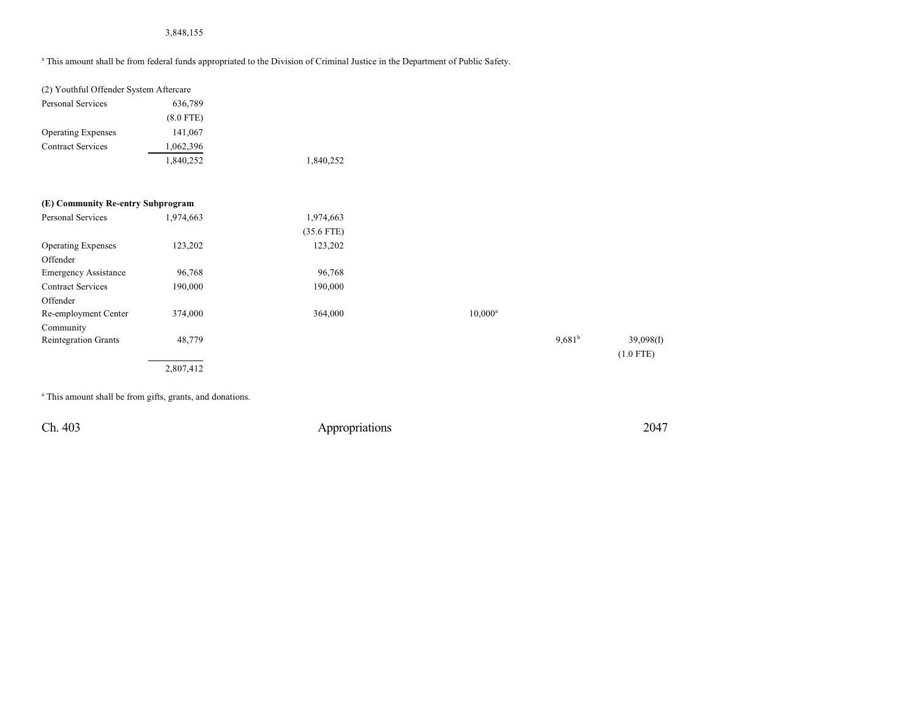3,848,155

[a] This amount shall be from federal funds appropriated to the Division of Criminal Justice in the Department of Public Safety.

| | | | | | | |
|---|---|---|---|---|---|---|
| (2) Youthful Offender System Aftercare | | | | | | |
| Personal Services | 636,789 | | | | | |
| | (8.0 FTE) | | | | | |
| Operating Expenses | 141,067 | | | | | |
| Contract Services | 1,062,396 | | | | | |
| | 1,840,252 | 1,840,252 | | | | |

| | | | | | | |
|---|---|---|---|---|---|---|
| **(E) Community Re-entry Subprogram** | | | | | | |
| Personal Services | 1,974,663 | 1,974,663 | | | | |
| | | (35.6 FTE) | | | | |
| Operating Expenses | 123,202 | 123,202 | | | | |
| Offender Emergency Assistance | 96,768 | 96,768 | | | | |
| Contract Services | 190,000 | 190,000 | | | | |
| Offender Re-employment Center | 374,000 | 364,000 | | 10,000[a] | | |
| Community Reintegration Grants | 48,779 | | | | 9,681[b] | 39,098(I) |
| | | | | | | (1.0 FTE) |
| | 2,807,412 | | | | | |

[a] This amount shall be from gifts, grants, and donations.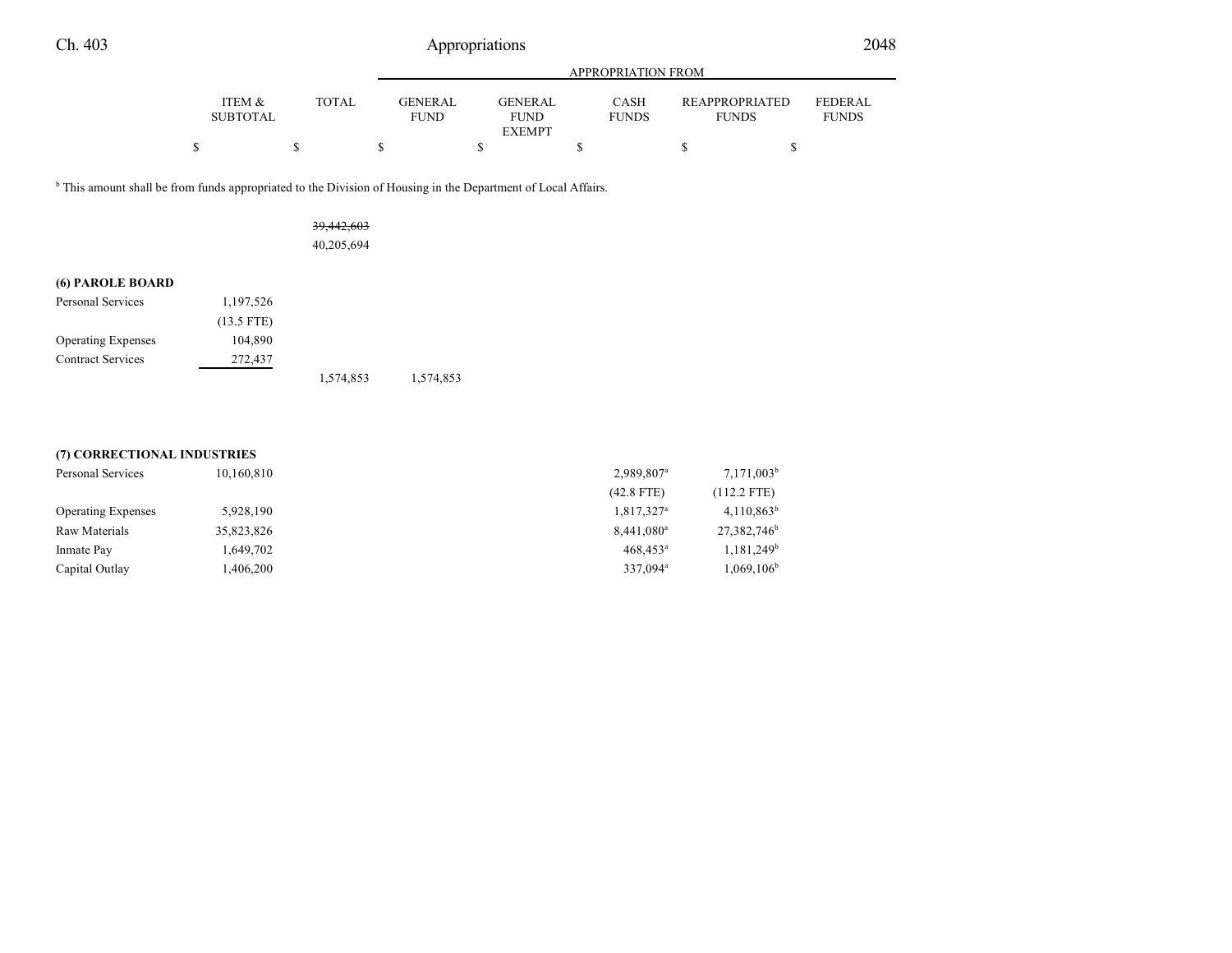| | ITEM & SUBTOTAL | TOTAL | GENERAL FUND | GENERAL FUND EXEMPT | CASH FUNDS | REAPPROPRIATED FUNDS | FEDERAL FUNDS |
|---|---|---|---|---|---|---|---|
| | $ | $ | $ | $ | $ | $ | $ |

[b] This amount shall be from funds appropriated to the Division of Housing in the Department of Local Affairs.

| | ITEM & SUBTOTAL | TOTAL | GENERAL FUND | GENERAL FUND EXEMPT | CASH FUNDS | REAPPROPRIATED FUNDS | FEDERAL FUNDS |
|---|---|---|---|---|---|---|---|
| | | ~~39,442,603~~ | | | | | |
| | | 40,205,694 | | | | | |
| **(6) PAROLE BOARD** | | | | | | | |
| Personal Services | 1,197,526 | | | | | | |
| | (13.5 FTE) | | | | | | |
| Operating Expenses | 104,890 | | | | | | |
| Contract Services | 272,437 | | | | | | |
| | | 1,574,853 | 1,574,853 | | | | |
| **(7) CORRECTIONAL INDUSTRIES** | | | | | | | |
| Personal Services | 10,160,810 | | | | 2,989,807[a] | 7,171,003[b] | |
| | | | | | (42.8 FTE) | (112.2 FTE) | |
| Operating Expenses | 5,928,190 | | | | 1,817,327[a] | 4,110,863[b] | |
| Raw Materials | 35,823,826 | | | | 8,441,080[a] | 27,382,746[b] | |
| Inmate Pay | 1,649,702 | | | | 468,453[a] | 1,181,249[b] | |
| Capital Outlay | 1,406,200 | | | | 337,094[a] | 1,069,106[b] | |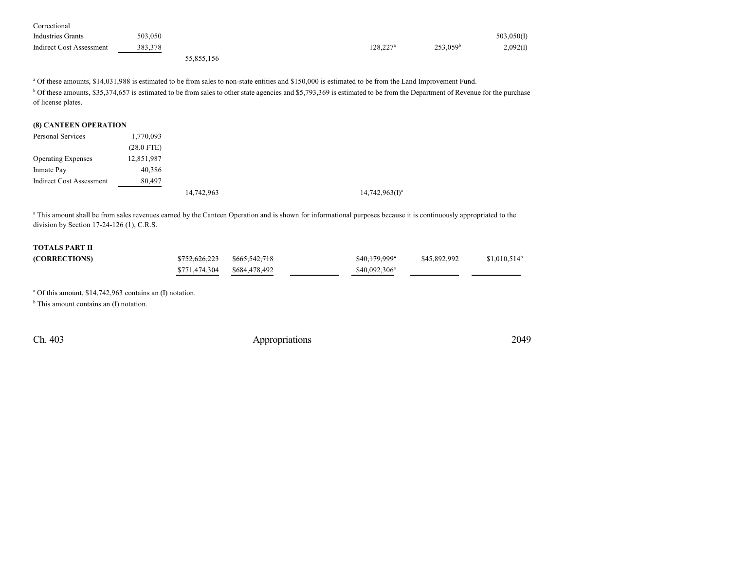| | | | | | | | |
|---|---|---|---|---|---|---|---|
| Correctional | | | | | | | |
| Industries Grants | 503,050 | | | | | | 503,050(I) |
| Indirect Cost Assessment | 383,378 | | | | 128,227[a] | 253,059[b] | 2,092(I) |
| | | 55,855,156 | | | | | |

[a] Of these amounts, $14,031,988 is estimated to be from sales to non-state entities and $150,000 is estimated to be from the Land Improvement Fund.

[b] Of these amounts, $35,374,657 is estimated to be from sales to other state agencies and $5,793,369 is estimated to be from the Department of Revenue for the purchase of license plates.

**(8) CANTEEN OPERATION**

| | | | | | | | |
|---|---|---|---|---|---|---|---|
| Personal Services | 1,770,093 | | | | | | |
| | (28.0 FTE) | | | | | | |
| Operating Expenses | 12,851,987 | | | | | | |
| Inmate Pay | 40,386 | | | | | | |
| Indirect Cost Assessment | 80,497 | | | | | | |
| | | 14,742,963 | | | 14,742,963(I)[a] | | |

[a] This amount shall be from sales revenues earned by the Canteen Operation and is shown for informational purposes because it is continuously appropriated to the division by Section 17-24-126 (1), C.R.S.

| | | | | | | |
|---|---|---|---|---|---|---|
| **TOTALS PART II** | | | | | | |
| **(CORRECTIONS)** | ~~$752,626,223~~ | ~~$665,542,718~~ | | ~~$40,179,999~~[a] | $45,892,992 | $1,010,514[b] |
| | $771,474,304 | $684,478,492 | | $40,092,306[a] | | |

[a] Of this amount, $14,742,963 contains an (I) notation.

[b] This amount contains an (I) notation.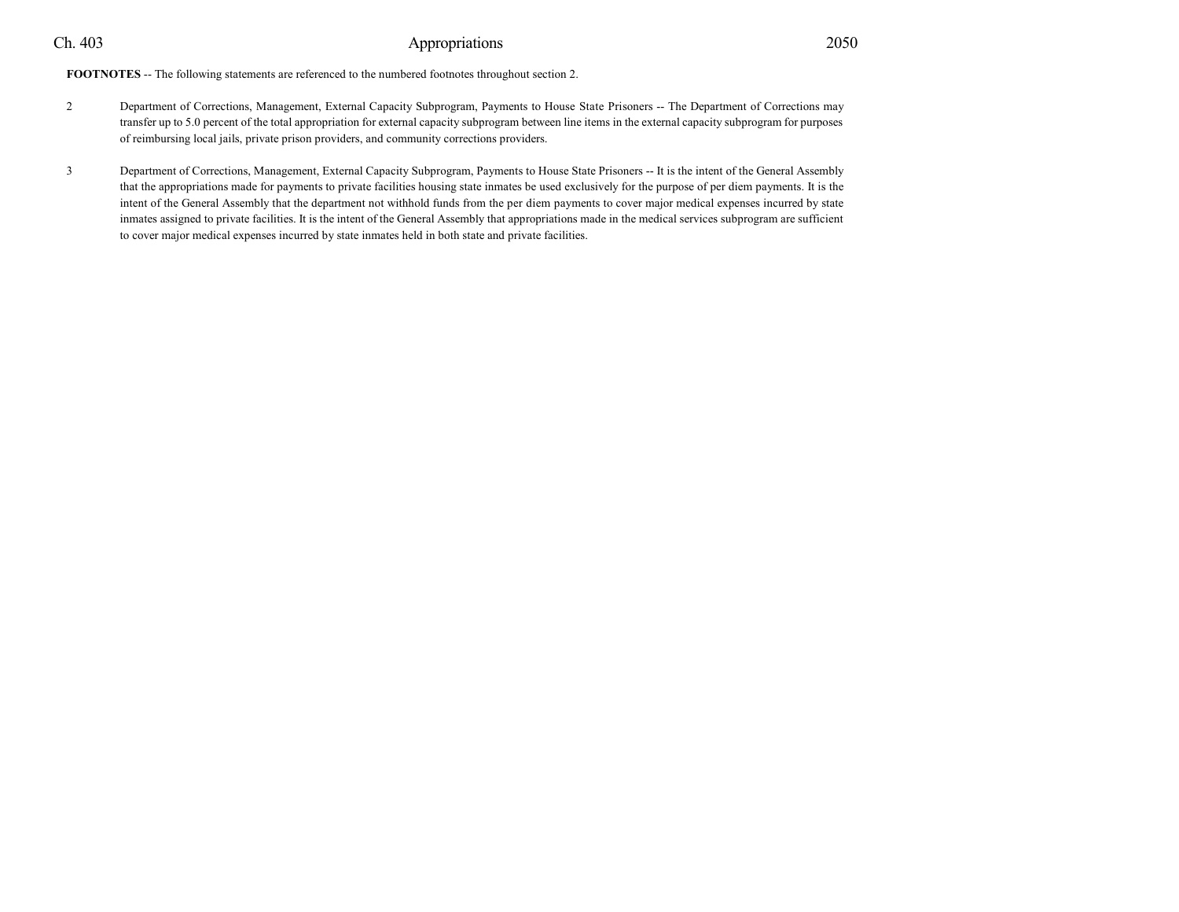**FOOTNOTES** -- The following statements are referenced to the numbered footnotes throughout section 2.

2 Department of Corrections, Management, External Capacity Subprogram, Payments to House State Prisoners -- The Department of Corrections may transfer up to 5.0 percent of the total appropriation for external capacity subprogram between line items in the external capacity subprogram for purposes of reimbursing local jails, private prison providers, and community corrections providers.

3 Department of Corrections, Management, External Capacity Subprogram, Payments to House State Prisoners -- It is the intent of the General Assembly that the appropriations made for payments to private facilities housing state inmates be used exclusively for the purpose of per diem payments. It is the intent of the General Assembly that the department not withhold funds from the per diem payments to cover major medical expenses incurred by state inmates assigned to private facilities. It is the intent of the General Assembly that appropriations made in the medical services subprogram are sufficient to cover major medical expenses incurred by state inmates held in both state and private facilities.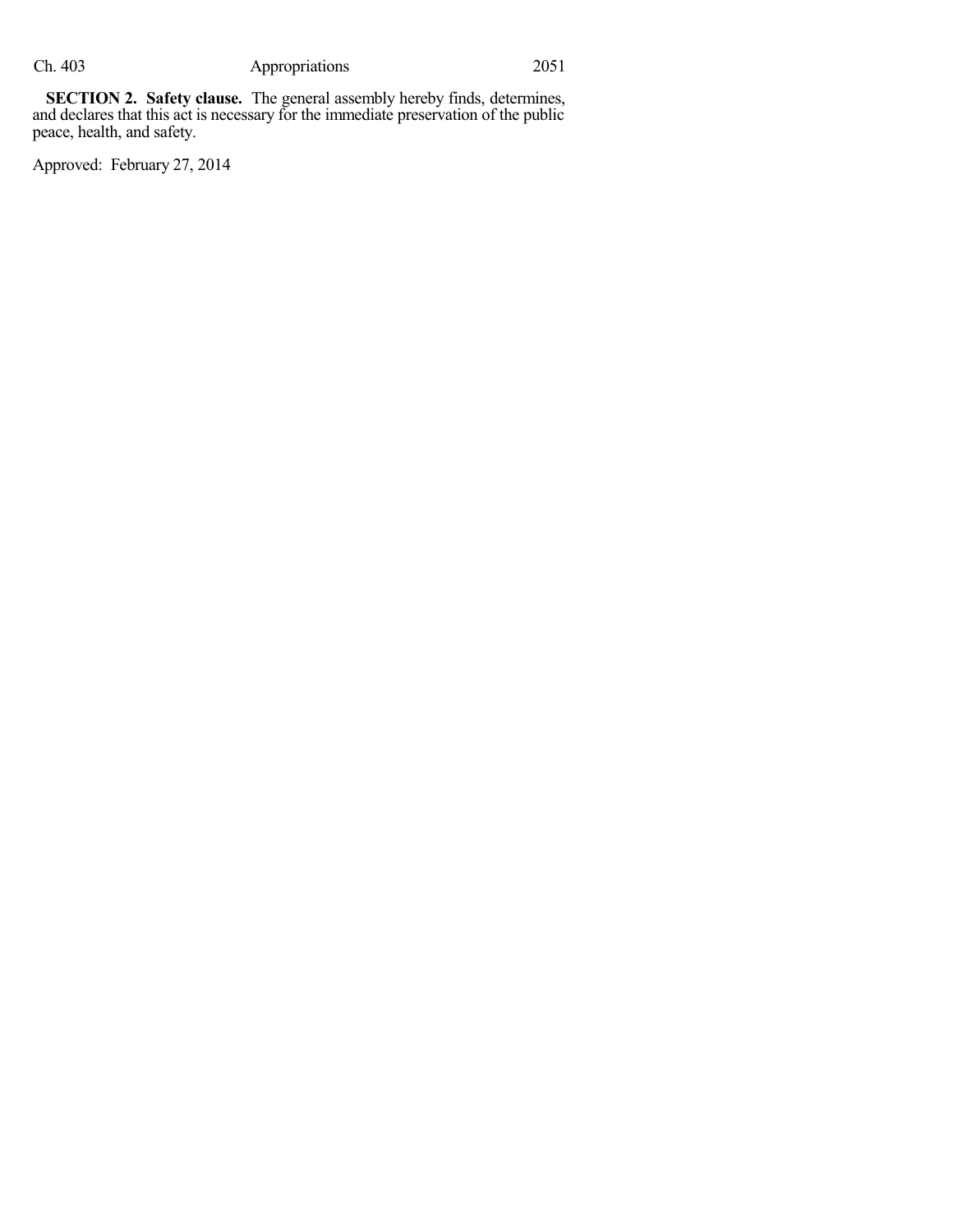**SECTION 2. Safety clause.** The general assembly hereby finds, determines, and declares that this act is necessary for the immediate preservation of the public peace, health, and safety.

Approved: February 27, 2014